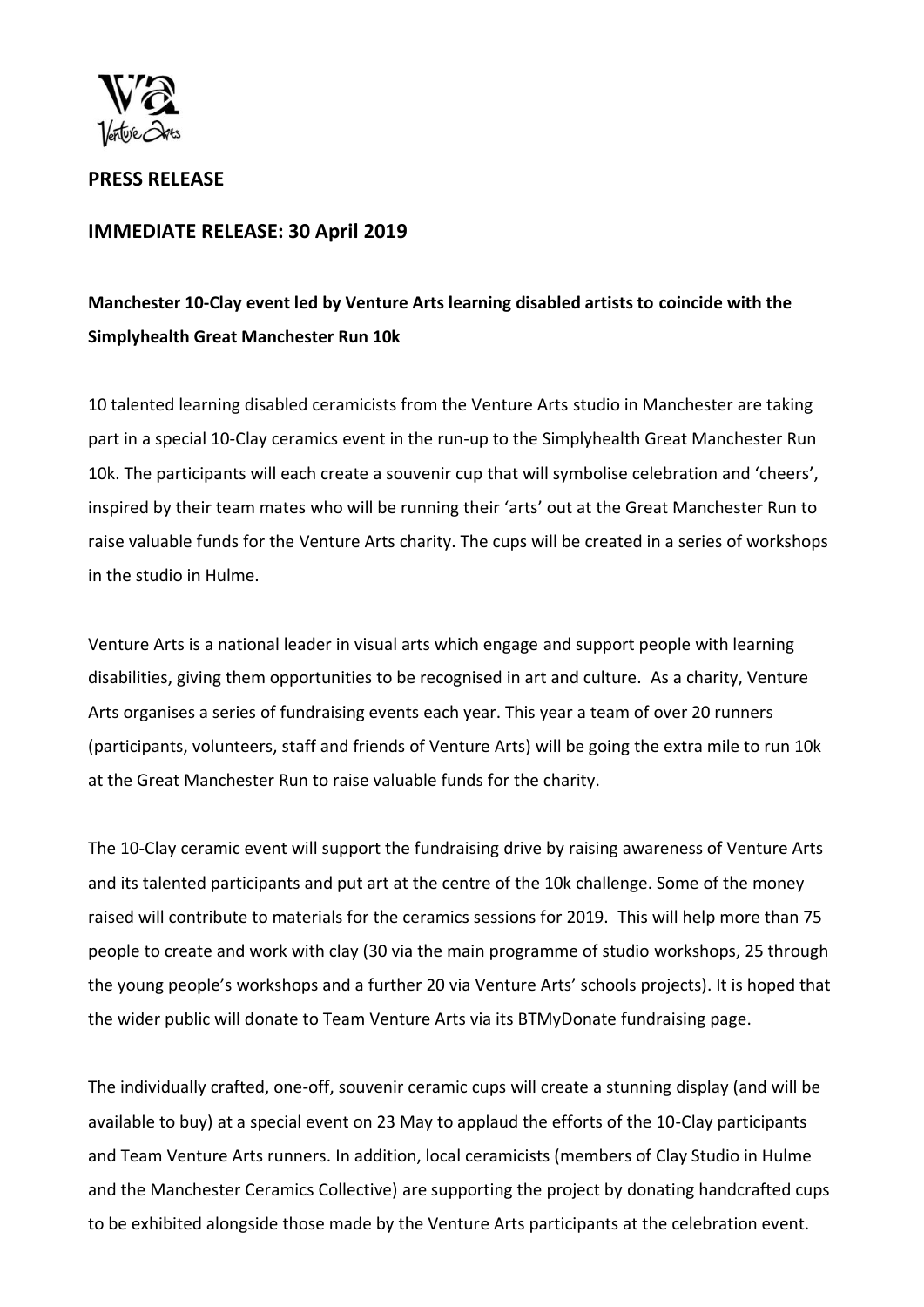## PRESS RELEASE

## IMMEDIATE RELEASE: 30 April 2019

**Manchester 10-Clay event led by Venture Arts learning disabled artists to coincide with the Simplyhealth Great Manchester Run 10k**

10 talented learning disabled ceramicists from the Venture Arts studio in Manchester are taking part in a special 10-Clay ceramics event in the run-up to the Simplyhealth Great Manchester Run 10k. The participants will each create a souvenir cup that will symbolise celebration and 'cheers', inspired by their team mates who will be running their 'arts' out at the Great Manchester Run to raise valuable funds for the Venture Arts charity. The cups will be created in a series of workshops in the studio in Hulme.

Venture Arts is a national leader in visual arts which engage and support people with learning disabilities, giving them opportunities to be recognised in art and culture. As a charity, Venture Arts organises a series of fundraising events each year. This year a team of over 20 runners (participants, volunteers, staff and friends of Venture Arts) will be going the extra mile to run 10k at the Great Manchester Run to raise valuable funds for the charity.

The 10-Clay ceramic event will support the fundraising drive by raising awareness of Venture Arts and its talented participants and put art at the centre of the 10k challenge. Some of the money raised will contribute to materials for the ceramics sessions for 2019. This will help more than 75 people to create and work with clay (30 via the main programme of studio workshops, 25 through the young people's workshops and a further 20 via Venture Arts' schools projects). It is hoped that the wider public will donate to Team Venture Arts via its BTMyDonate fundraising page.

The individually crafted, one-off, souvenir ceramic cups will create a stunning display (and will be available to buy) at a special event on 23 May to applaud the efforts of the 10-Clay participants and Team Venture Arts runners. In addition, local ceramicists (members of Clay Studio in Hulme and the Manchester Ceramics Collective) are supporting the project by donating handcrafted cups to be exhibited alongside those made by the Venture Arts participants at the celebration event.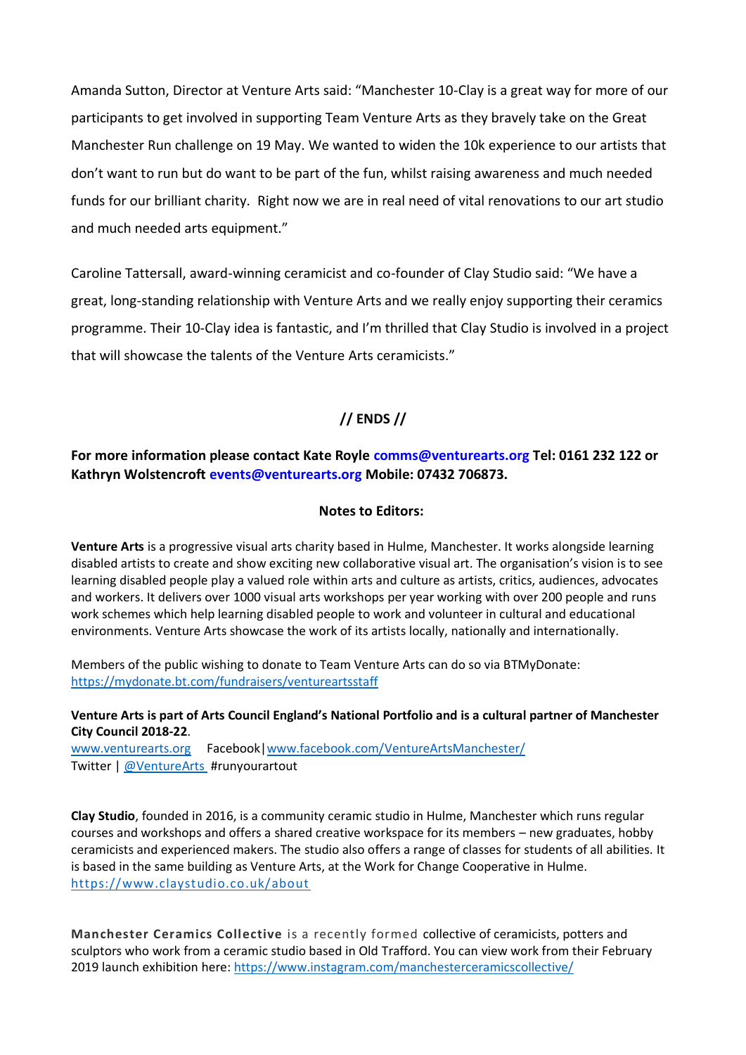Amanda Sutton, Director at Venture Arts said: "Manchester 10-Clay is a great way for more of our participants to get involved in supporting Team Venture Arts as they bravely take on the Great Manchester Run challenge on 19 May. We wanted to widen the 10k experience to our artists that don't want to run but do want to be part of the fun, whilst raising awareness and much needed funds for our brilliant charity. Right now we are in real need of vital renovations to our art studio and much needed arts equipment."

Caroline Tattersall, award-winning ceramicist and co-founder of Clay Studio said: "We have a great, long-standing relationship with Venture Arts and we really enjoy supporting their ceramics programme. Their 10-Clay idea is fantastic, and I'm thrilled that Clay Studio is involved in a project that will showcase the talents of the Venture Arts ceramicists."

**// ENDS //**

**For more information please contact Kate Royle comms@venturearts.org Tel: 0161 232 122 or Kathryn Wolstencroft events@venturearts.org Mobile: 07432 706873.**

**Notes to Editors:**

**Venture Arts** is a progressive visual arts charity based in Hulme, Manchester. It works alongside learning disabled artists to create and show exciting new collaborative visual art. The organisation's vision is to see learning disabled people play a valued role within arts and culture as artists, critics, audiences, advocates and workers. It delivers over 1000 visual arts workshops per year working with over 200 people and runs work schemes which help learning disabled people to work and volunteer in cultural and educational environments. Venture Arts showcase the work of its artists locally, nationally and internationally.

Members of the public wishing to donate to Team Venture Arts can do so via BTMyDonate: https://mydonate.bt.com/fundraisers/ventureartsstaff

**Venture Arts is part of Arts Council England's National Portfolio and is a cultural partner of Manchester City Council 2018-22**.
www.venturearts.org Facebook | www.facebook.com/VentureArtsManchester/
Twitter | @VentureArts #runyourartout

**Clay Studio**, founded in 2016, is a community ceramic studio in Hulme, Manchester which runs regular courses and workshops and offers a shared creative workspace for its members – new graduates, hobby ceramicists and experienced makers. The studio also offers a range of classes for students of all abilities. It is based in the same building as Venture Arts, at the Work for Change Cooperative in Hulme.
https://www.claystudio.co.uk/about

**Manchester Ceramics Collective** is a recently formed collective of ceramicists, potters and sculptors who work from a ceramic studio based in Old Trafford. You can view work from their February 2019 launch exhibition here: https://www.instagram.com/manchesterceramicscollective/